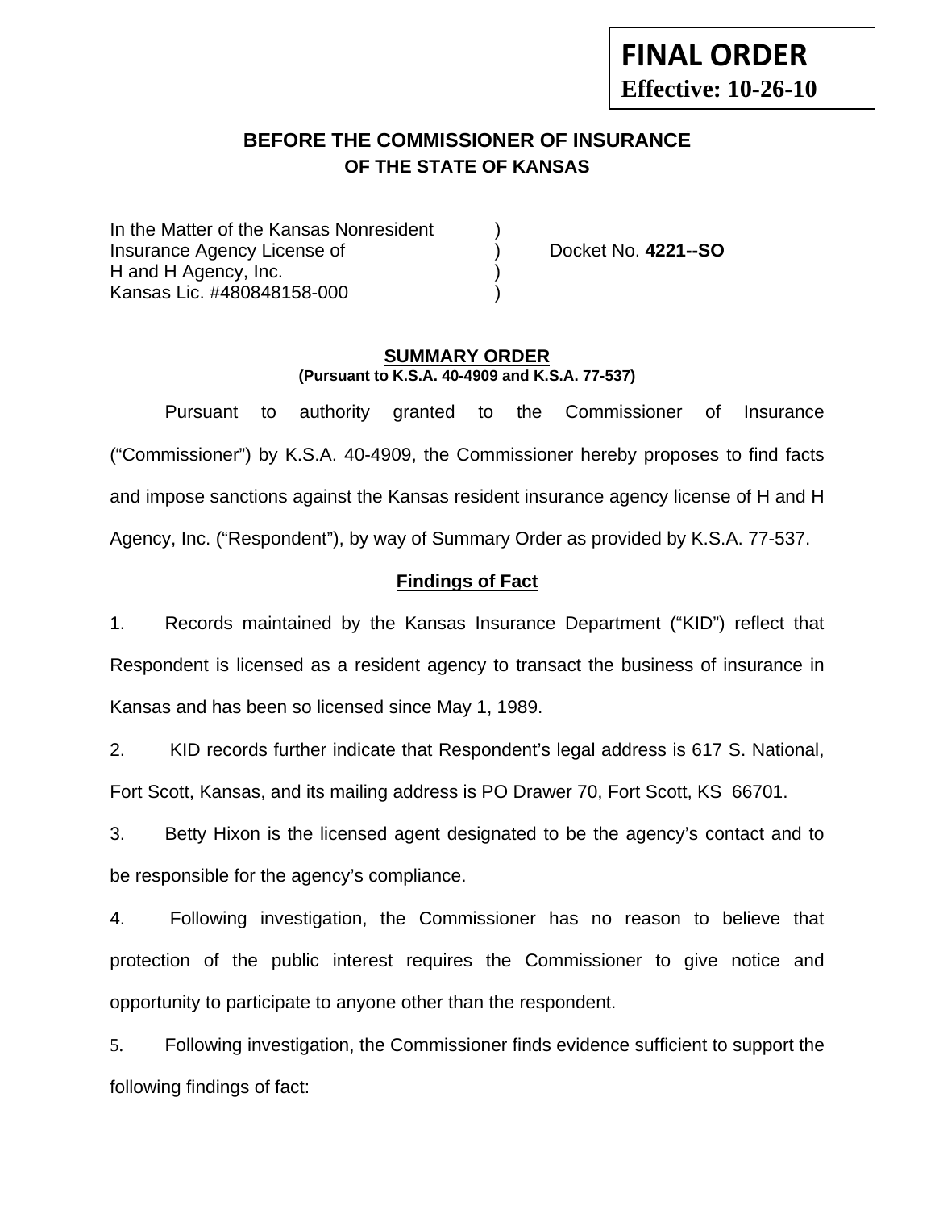**FINAL ORDER**
**Effective: 10-26-10**

# BEFORE THE COMMISSIONER OF INSURANCE
## OF THE STATE OF KANSAS

In the Matter of the Kansas Nonresident )
Insurance Agency License of ) Docket No. **4221--SO**
H and H Agency, Inc. )
Kansas Lic. #480848158-000 )

**SUMMARY ORDER**
**(Pursuant to K.S.A. 40-4909 and K.S.A. 77-537)**

Pursuant to authority granted to the Commissioner of Insurance ("Commissioner") by K.S.A. 40-4909, the Commissioner hereby proposes to find facts and impose sanctions against the Kansas resident insurance agency license of H and H Agency, Inc. ("Respondent"), by way of Summary Order as provided by K.S.A. 77-537.

**Findings of Fact**

1. Records maintained by the Kansas Insurance Department ("KID") reflect that Respondent is licensed as a resident agency to transact the business of insurance in Kansas and has been so licensed since May 1, 1989.

2. KID records further indicate that Respondent's legal address is 617 S. National, Fort Scott, Kansas, and its mailing address is PO Drawer 70, Fort Scott, KS 66701.

3. Betty Hixon is the licensed agent designated to be the agency's contact and to be responsible for the agency's compliance.

4. Following investigation, the Commissioner has no reason to believe that protection of the public interest requires the Commissioner to give notice and opportunity to participate to anyone other than the respondent.

5. Following investigation, the Commissioner finds evidence sufficient to support the following findings of fact: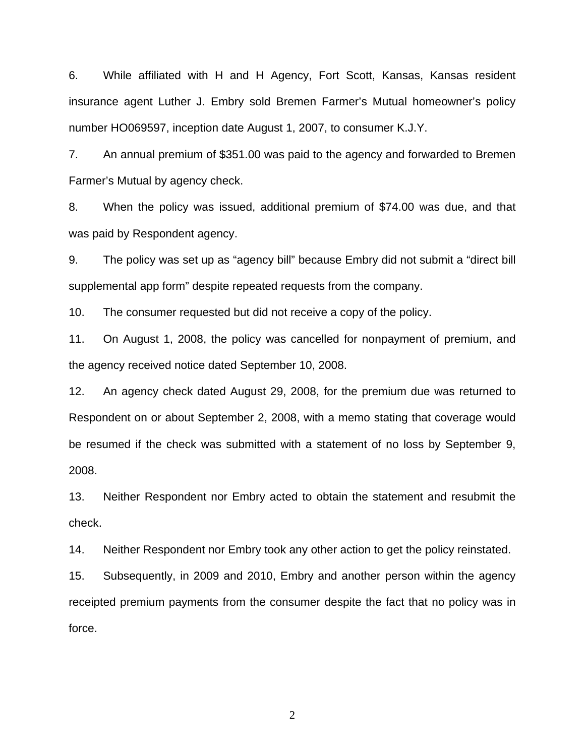6. While affiliated with H and H Agency, Fort Scott, Kansas, Kansas resident insurance agent Luther J. Embry sold Bremen Farmer's Mutual homeowner's policy number HO069597, inception date August 1, 2007, to consumer K.J.Y.

7. An annual premium of $351.00 was paid to the agency and forwarded to Bremen Farmer's Mutual by agency check.

8. When the policy was issued, additional premium of $74.00 was due, and that was paid by Respondent agency.

9. The policy was set up as "agency bill" because Embry did not submit a "direct bill supplemental app form" despite repeated requests from the company.

10. The consumer requested but did not receive a copy of the policy.

11. On August 1, 2008, the policy was cancelled for nonpayment of premium, and the agency received notice dated September 10, 2008.

12. An agency check dated August 29, 2008, for the premium due was returned to Respondent on or about September 2, 2008, with a memo stating that coverage would be resumed if the check was submitted with a statement of no loss by September 9, 2008.

13. Neither Respondent nor Embry acted to obtain the statement and resubmit the check.

14. Neither Respondent nor Embry took any other action to get the policy reinstated.

15. Subsequently, in 2009 and 2010, Embry and another person within the agency receipted premium payments from the consumer despite the fact that no policy was in force.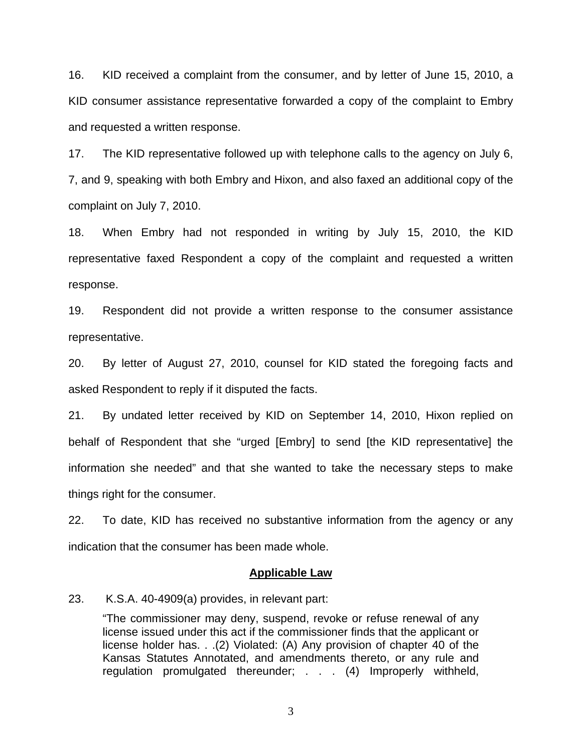16. KID received a complaint from the consumer, and by letter of June 15, 2010, a KID consumer assistance representative forwarded a copy of the complaint to Embry and requested a written response.

17. The KID representative followed up with telephone calls to the agency on July 6, 7, and 9, speaking with both Embry and Hixon, and also faxed an additional copy of the complaint on July 7, 2010.

18. When Embry had not responded in writing by July 15, 2010, the KID representative faxed Respondent a copy of the complaint and requested a written response.

19. Respondent did not provide a written response to the consumer assistance representative.

20. By letter of August 27, 2010, counsel for KID stated the foregoing facts and asked Respondent to reply if it disputed the facts.

21. By undated letter received by KID on September 14, 2010, Hixon replied on behalf of Respondent that she "urged [Embry] to send [the KID representative] the information she needed" and that she wanted to take the necessary steps to make things right for the consumer.

22. To date, KID has received no substantive information from the agency or any indication that the consumer has been made whole.

## Applicable Law

23. K.S.A. 40-4909(a) provides, in relevant part:

> "The commissioner may deny, suspend, revoke or refuse renewal of any license issued under this act if the commissioner finds that the applicant or license holder has. . .(2) Violated: (A) Any provision of chapter 40 of the Kansas Statutes Annotated, and amendments thereto, or any rule and regulation promulgated thereunder; . . . (4) Improperly withheld,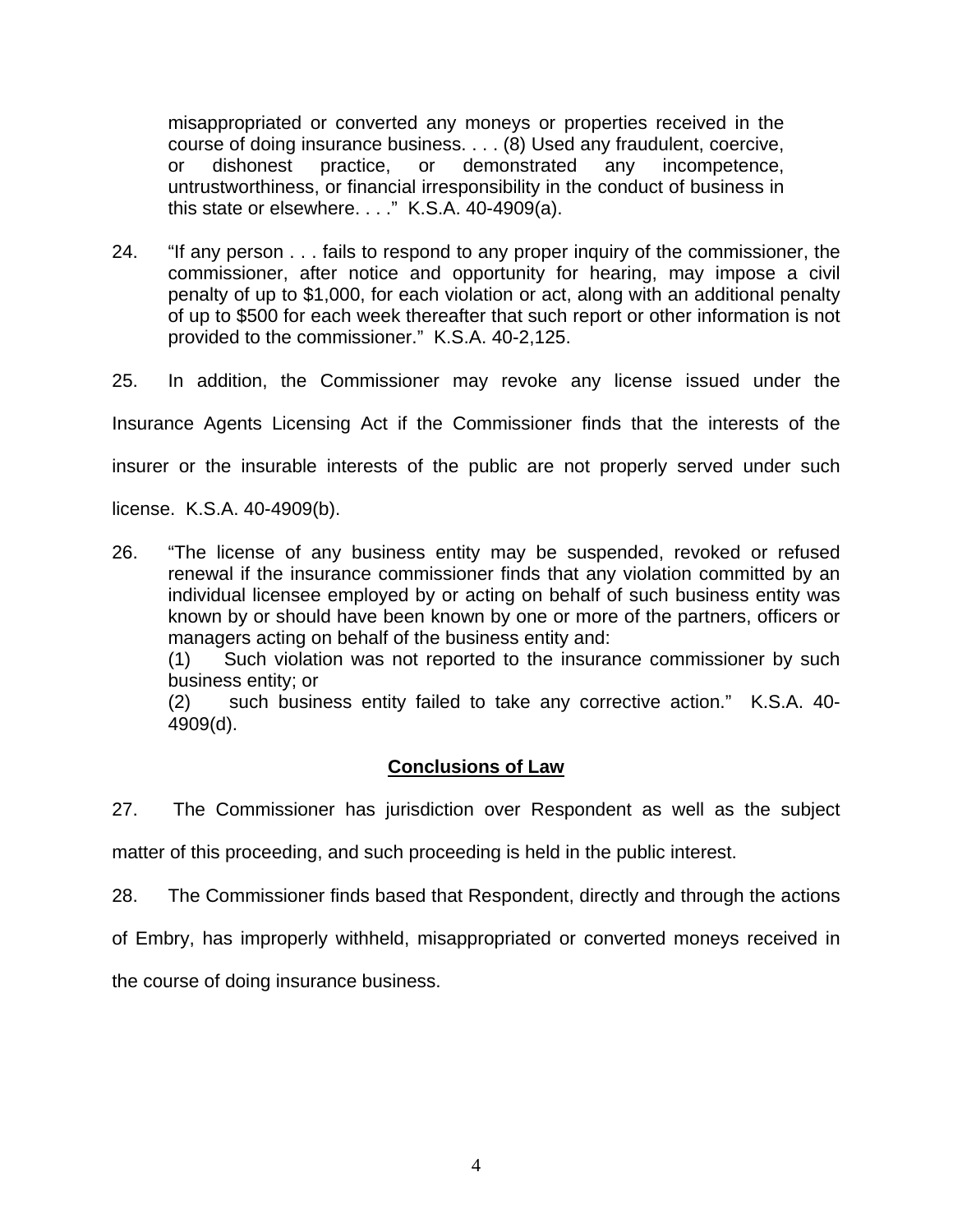> misappropriated or converted any moneys or properties received in the course of doing insurance business. . . . (8) Used any fraudulent, coercive, or dishonest practice, or demonstrated any incompetence, untrustworthiness, or financial irresponsibility in the conduct of business in this state or elsewhere. . . ." K.S.A. 40-4909(a).

24. "If any person . . . fails to respond to any proper inquiry of the commissioner, the commissioner, after notice and opportunity for hearing, may impose a civil penalty of up to $1,000, for each violation or act, along with an additional penalty of up to $500 for each week thereafter that such report or other information is not provided to the commissioner." K.S.A. 40-2,125.

25. In addition, the Commissioner may revoke any license issued under the Insurance Agents Licensing Act if the Commissioner finds that the interests of the insurer or the insurable interests of the public are not properly served under such license. K.S.A. 40-4909(b).

26. "The license of any business entity may be suspended, revoked or refused renewal if the insurance commissioner finds that any violation committed by an individual licensee employed by or acting on behalf of such business entity was known by or should have been known by one or more of the partners, officers or managers acting on behalf of the business entity and:
(1) Such violation was not reported to the insurance commissioner by such business entity; or
(2) such business entity failed to take any corrective action." K.S.A. 40-4909(d).

## Conclusions of Law

27. The Commissioner has jurisdiction over Respondent as well as the subject matter of this proceeding, and such proceeding is held in the public interest.

28. The Commissioner finds based that Respondent, directly and through the actions of Embry, has improperly withheld, misappropriated or converted moneys received in the course of doing insurance business.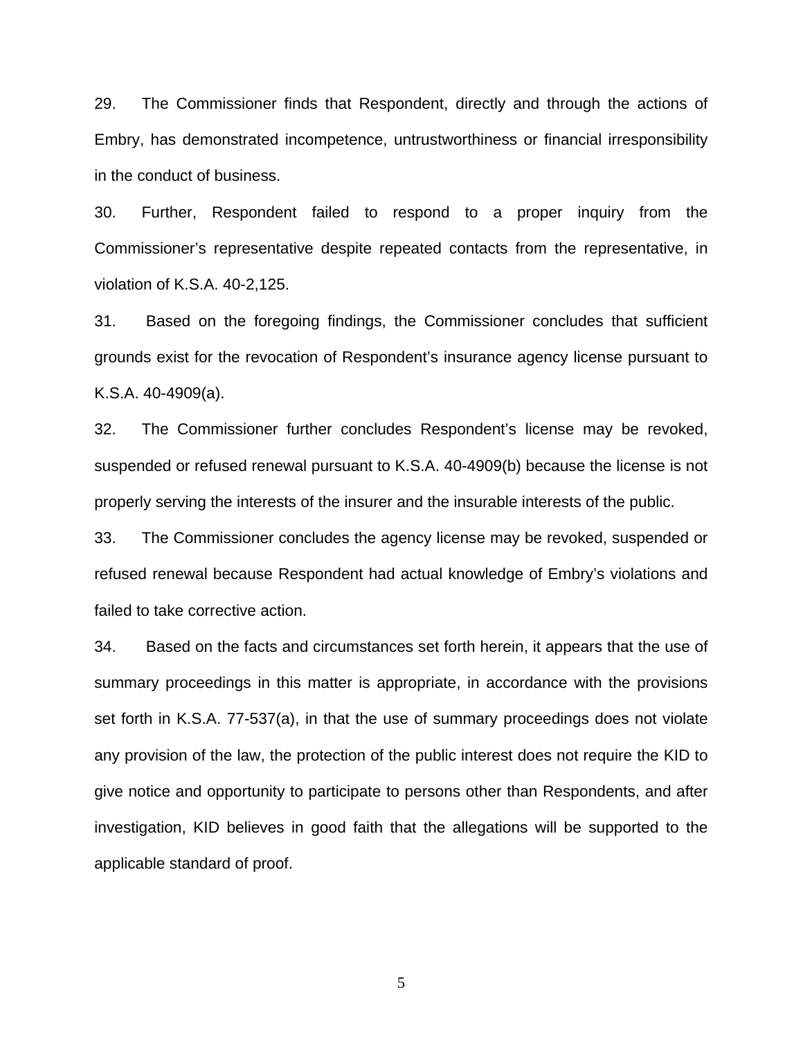29. The Commissioner finds that Respondent, directly and through the actions of Embry, has demonstrated incompetence, untrustworthiness or financial irresponsibility in the conduct of business.

30. Further, Respondent failed to respond to a proper inquiry from the Commissioner's representative despite repeated contacts from the representative, in violation of K.S.A. 40-2,125.

31. Based on the foregoing findings, the Commissioner concludes that sufficient grounds exist for the revocation of Respondent's insurance agency license pursuant to K.S.A. 40-4909(a).

32. The Commissioner further concludes Respondent's license may be revoked, suspended or refused renewal pursuant to K.S.A. 40-4909(b) because the license is not properly serving the interests of the insurer and the insurable interests of the public.

33. The Commissioner concludes the agency license may be revoked, suspended or refused renewal because Respondent had actual knowledge of Embry's violations and failed to take corrective action.

34. Based on the facts and circumstances set forth herein, it appears that the use of summary proceedings in this matter is appropriate, in accordance with the provisions set forth in K.S.A. 77-537(a), in that the use of summary proceedings does not violate any provision of the law, the protection of the public interest does not require the KID to give notice and opportunity to participate to persons other than Respondents, and after investigation, KID believes in good faith that the allegations will be supported to the applicable standard of proof.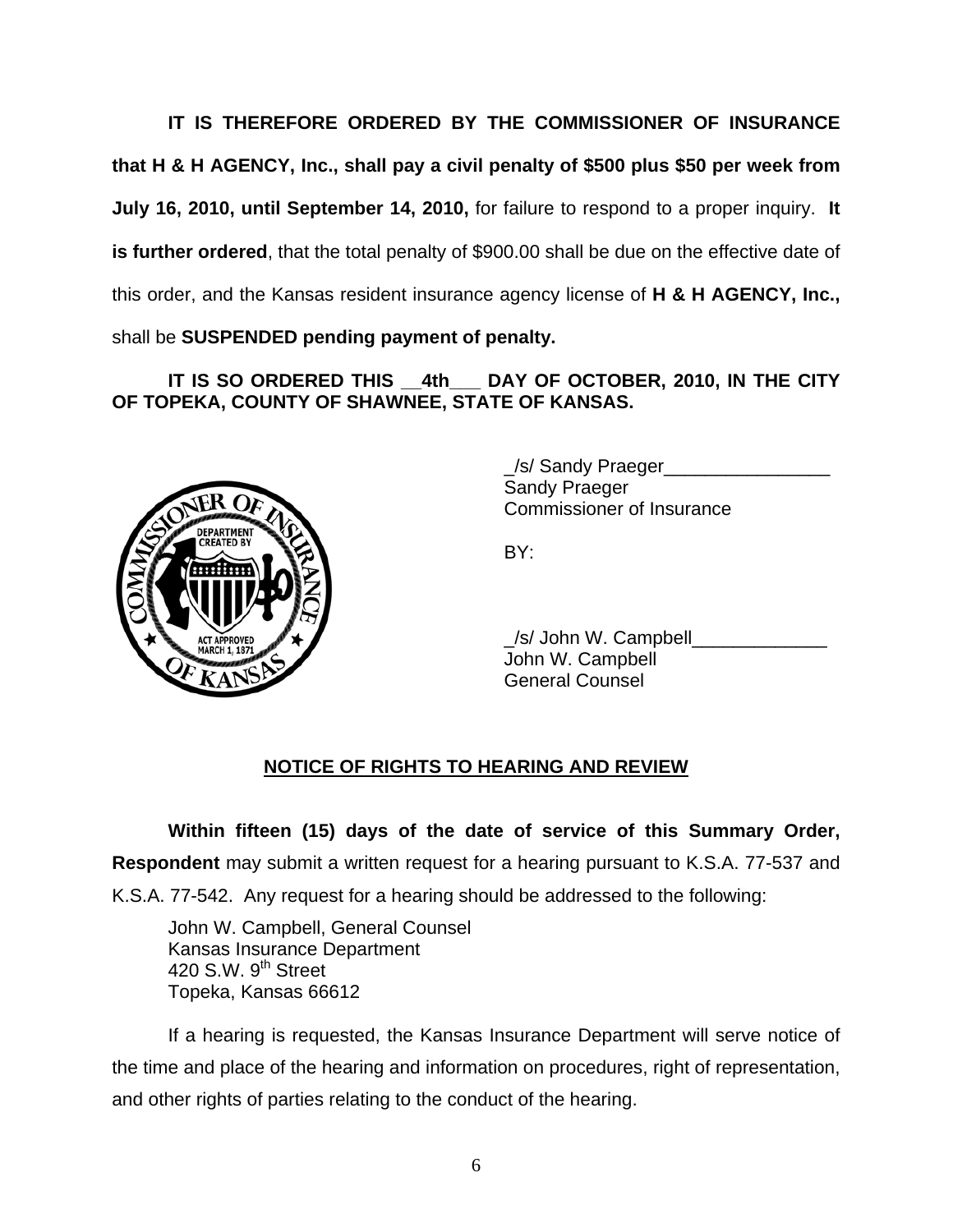**IT IS THEREFORE ORDERED BY THE COMMISSIONER OF INSURANCE that H & H AGENCY, Inc., shall pay a civil penalty of $500 plus $50 per week from July 16, 2010, until September 14, 2010,** for failure to respond to a proper inquiry. **It is further ordered**, that the total penalty of $900.00 shall be due on the effective date of this order, and the Kansas resident insurance agency license of **H & H AGENCY, Inc.,** shall be **SUSPENDED pending payment of penalty.**

**IT IS SO ORDERED THIS __4th___ DAY OF OCTOBER, 2010, IN THE CITY OF TOPEKA, COUNTY OF SHAWNEE, STATE OF KANSAS.**

_/s/ Sandy Praeger________________
Sandy Praeger
Commissioner of Insurance

BY:

_/s/ John W. Campbell_____________
John W. Campbell
General Counsel

## NOTICE OF RIGHTS TO HEARING AND REVIEW

**Within fifteen (15) days of the date of service of this Summary Order, Respondent** may submit a written request for a hearing pursuant to K.S.A. 77-537 and K.S.A. 77-542. Any request for a hearing should be addressed to the following:

John W. Campbell, General Counsel
Kansas Insurance Department
420 S.W. 9th Street
Topeka, Kansas 66612

If a hearing is requested, the Kansas Insurance Department will serve notice of the time and place of the hearing and information on procedures, right of representation, and other rights of parties relating to the conduct of the hearing.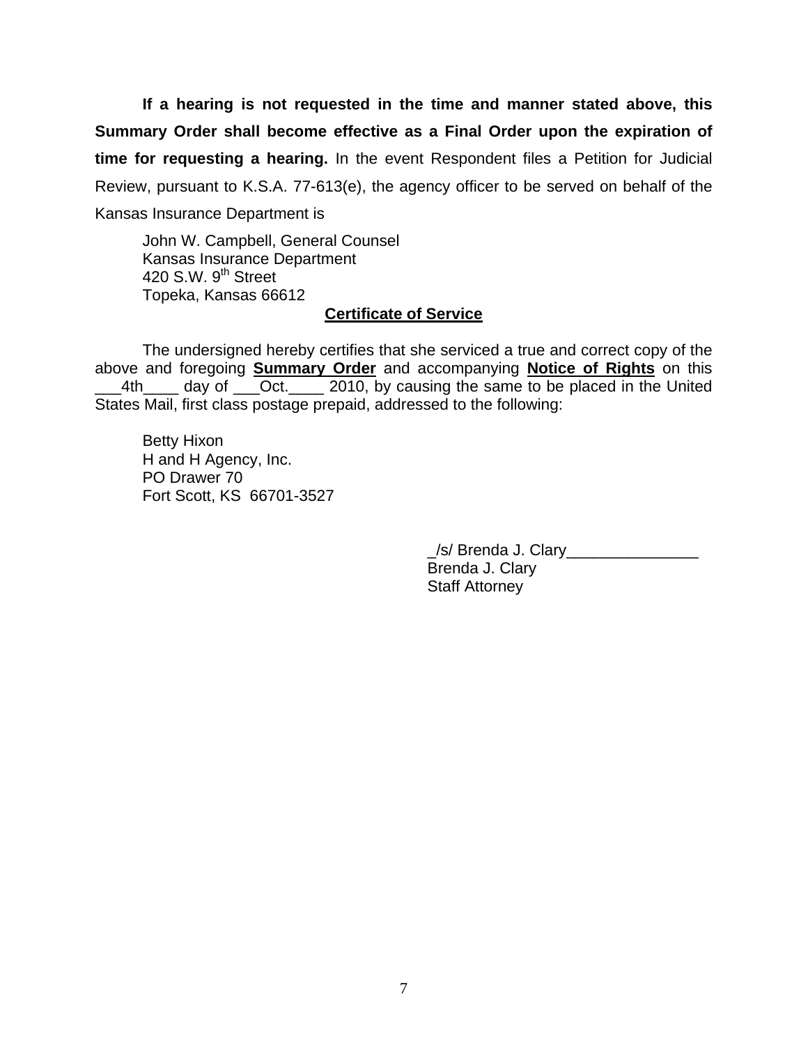**If a hearing is not requested in the time and manner stated above, this Summary Order shall become effective as a Final Order upon the expiration of time for requesting a hearing.** In the event Respondent files a Petition for Judicial Review, pursuant to K.S.A. 77-613(e), the agency officer to be served on behalf of the Kansas Insurance Department is

John W. Campbell, General Counsel
Kansas Insurance Department
420 S.W. 9th Street
Topeka, Kansas 66612

**Certificate of Service**

The undersigned hereby certifies that she serviced a true and correct copy of the above and foregoing **Summary Order** and accompanying **Notice of Rights** on this ___4th____ day of ___Oct.____ 2010, by causing the same to be placed in the United States Mail, first class postage prepaid, addressed to the following:

Betty Hixon
H and H Agency, Inc.
PO Drawer 70
Fort Scott, KS 66701-3527

_/s/ Brenda J. Clary_______________
Brenda J. Clary
Staff Attorney